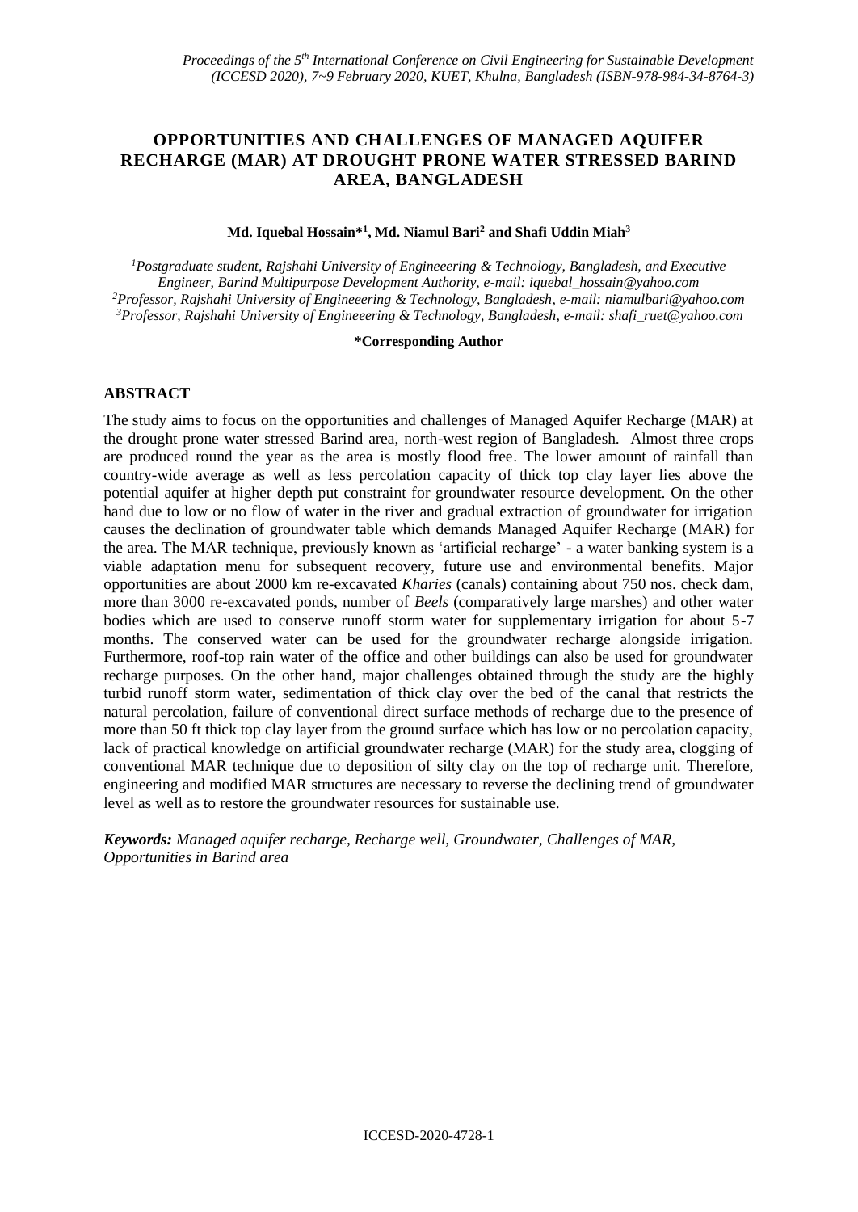# OPPORTUNITIES AND CHALLENGES OF MANAGED AQUIFER RECHARGE (MAR) AT DROUGHT PRONE WATER STRESSED BARIND AREA, BANGLADESH

**Md. Iquebal Hossain*[1], Md. Niamul Bari[2] and Shafi Uddin Miah[3]**

[1]*Postgraduate student, Rajshahi University of Engineeering & Technology, Bangladesh, and Executive Engineer, Barind Multipurpose Development Authority, e-mail: iquebal_hossain@yahoo.com*
[2]*Professor, Rajshahi University of Engineeering & Technology, Bangladesh, e-mail: niamulbari@yahoo.com*
[3]*Professor, Rajshahi University of Engineeering & Technology, Bangladesh, e-mail: shafi_ruet@yahoo.com*

**\*Corresponding Author**

## ABSTRACT

The study aims to focus on the opportunities and challenges of Managed Aquifer Recharge (MAR) at the drought prone water stressed Barind area, north-west region of Bangladesh. Almost three crops are produced round the year as the area is mostly flood free. The lower amount of rainfall than country-wide average as well as less percolation capacity of thick top clay layer lies above the potential aquifer at higher depth put constraint for groundwater resource development. On the other hand due to low or no flow of water in the river and gradual extraction of groundwater for irrigation causes the declination of groundwater table which demands Managed Aquifer Recharge (MAR) for the area. The MAR technique, previously known as 'artificial recharge' - a water banking system is a viable adaptation menu for subsequent recovery, future use and environmental benefits. Major opportunities are about 2000 km re-excavated *Kharies* (canals) containing about 750 nos. check dam, more than 3000 re-excavated ponds, number of *Beels* (comparatively large marshes) and other water bodies which are used to conserve runoff storm water for supplementary irrigation for about 5-7 months. The conserved water can be used for the groundwater recharge alongside irrigation. Furthermore, roof-top rain water of the office and other buildings can also be used for groundwater recharge purposes. On the other hand, major challenges obtained through the study are the highly turbid runoff storm water, sedimentation of thick clay over the bed of the canal that restricts the natural percolation, failure of conventional direct surface methods of recharge due to the presence of more than 50 ft thick top clay layer from the ground surface which has low or no percolation capacity, lack of practical knowledge on artificial groundwater recharge (MAR) for the study area, clogging of conventional MAR technique due to deposition of silty clay on the top of recharge unit. Therefore, engineering and modified MAR structures are necessary to reverse the declining trend of groundwater level as well as to restore the groundwater resources for sustainable use.

***Keywords:*** *Managed aquifer recharge, Recharge well, Groundwater, Challenges of MAR, Opportunities in Barind area*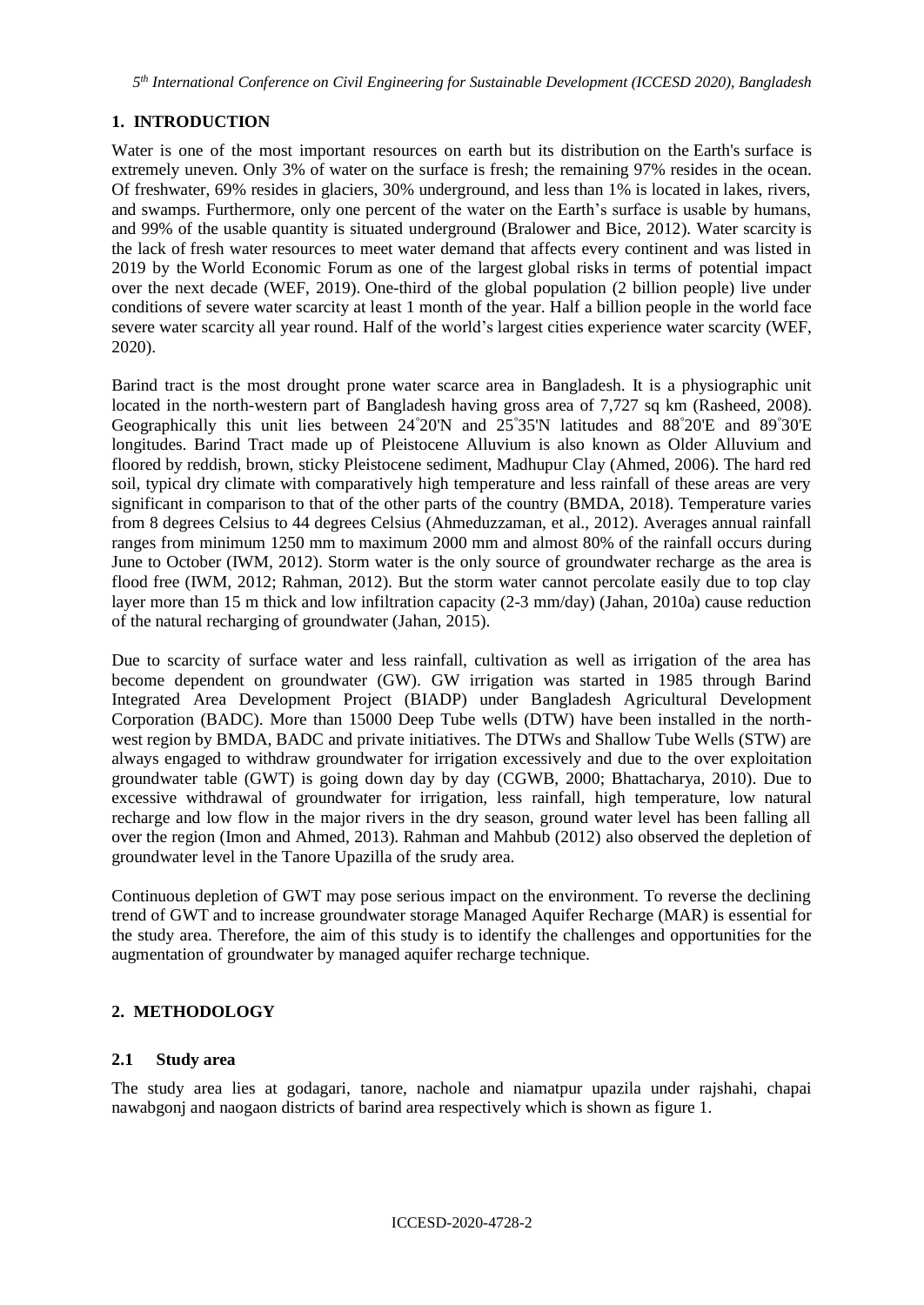## 1. INTRODUCTION

Water is one of the most important resources on earth but its distribution on the Earth's surface is extremely uneven. Only 3% of water on the surface is fresh; the remaining 97% resides in the ocean. Of freshwater, 69% resides in glaciers, 30% underground, and less than 1% is located in lakes, rivers, and swamps. Furthermore, only one percent of the water on the Earth's surface is usable by humans, and 99% of the usable quantity is situated underground (Bralower and Bice, 2012). Water scarcity is the lack of fresh water resources to meet water demand that affects every continent and was listed in 2019 by the World Economic Forum as one of the largest global risks in terms of potential impact over the next decade (WEF, 2019). One-third of the global population (2 billion people) live under conditions of severe water scarcity at least 1 month of the year. Half a billion people in the world face severe water scarcity all year round. Half of the world's largest cities experience water scarcity (WEF, 2020).

Barind tract is the most drought prone water scarce area in Bangladesh. It is a physiographic unit located in the north-western part of Bangladesh having gross area of 7,727 sq km (Rasheed, 2008). Geographically this unit lies between 24°20'N and 25°35'N latitudes and 88°20'E and 89°30'E longitudes. Barind Tract made up of Pleistocene Alluvium is also known as Older Alluvium and floored by reddish, brown, sticky Pleistocene sediment, Madhupur Clay (Ahmed, 2006). The hard red soil, typical dry climate with comparatively high temperature and less rainfall of these areas are very significant in comparison to that of the other parts of the country (BMDA, 2018). Temperature varies from 8 degrees Celsius to 44 degrees Celsius (Ahmeduzzaman, et al., 2012). Averages annual rainfall ranges from minimum 1250 mm to maximum 2000 mm and almost 80% of the rainfall occurs during June to October (IWM, 2012). Storm water is the only source of groundwater recharge as the area is flood free (IWM, 2012; Rahman, 2012). But the storm water cannot percolate easily due to top clay layer more than 15 m thick and low infiltration capacity (2-3 mm/day) (Jahan, 2010a) cause reduction of the natural recharging of groundwater (Jahan, 2015).

Due to scarcity of surface water and less rainfall, cultivation as well as irrigation of the area has become dependent on groundwater (GW). GW irrigation was started in 1985 through Barind Integrated Area Development Project (BIADP) under Bangladesh Agricultural Development Corporation (BADC). More than 15000 Deep Tube wells (DTW) have been installed in the north-west region by BMDA, BADC and private initiatives. The DTWs and Shallow Tube Wells (STW) are always engaged to withdraw groundwater for irrigation excessively and due to the over exploitation groundwater table (GWT) is going down day by day (CGWB, 2000; Bhattacharya, 2010). Due to excessive withdrawal of groundwater for irrigation, less rainfall, high temperature, low natural recharge and low flow in the major rivers in the dry season, ground water level has been falling all over the region (Imon and Ahmed, 2013). Rahman and Mahbub (2012) also observed the depletion of groundwater level in the Tanore Upazilla of the srudy area.

Continuous depletion of GWT may pose serious impact on the environment. To reverse the declining trend of GWT and to increase groundwater storage Managed Aquifer Recharge (MAR) is essential for the study area. Therefore, the aim of this study is to identify the challenges and opportunities for the augmentation of groundwater by managed aquifer recharge technique.

## 2. METHODOLOGY

### 2.1 Study area

The study area lies at godagari, tanore, nachole and niamatpur upazila under rajshahi, chapai nawabgonj and naogaon districts of barind area respectively which is shown as figure 1.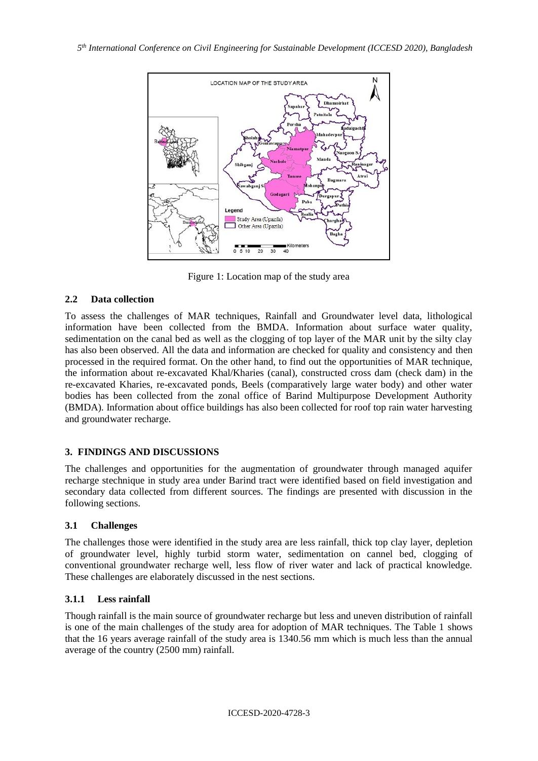Figure 1: Location map of the study area

### 2.2 Data collection

To assess the challenges of MAR techniques, Rainfall and Groundwater level data, lithological information have been collected from the BMDA. Information about surface water quality, sedimentation on the canal bed as well as the clogging of top layer of the MAR unit by the silty clay has also been observed. All the data and information are checked for quality and consistency and then processed in the required format. On the other hand, to find out the opportunities of MAR technique, the information about re-excavated Khal/Kharies (canal), constructed cross dam (check dam) in the re-excavated Kharies, re-excavated ponds, Beels (comparatively large water body) and other water bodies has been collected from the zonal office of Barind Multipurpose Development Authority (BMDA). Information about office buildings has also been collected for roof top rain water harvesting and groundwater recharge.

## 3. FINDINGS AND DISCUSSIONS

The challenges and opportunities for the augmentation of groundwater through managed aquifer recharge stechnique in study area under Barind tract were identified based on field investigation and secondary data collected from different sources. The findings are presented with discussion in the following sections.

### 3.1 Challenges

The challenges those were identified in the study area are less rainfall, thick top clay layer, depletion of groundwater level, highly turbid storm water, sedimentation on cannel bed, clogging of conventional groundwater recharge well, less flow of river water and lack of practical knowledge. These challenges are elaborately discussed in the nest sections.

#### 3.1.1 Less rainfall

Though rainfall is the main source of groundwater recharge but less and uneven distribution of rainfall is one of the main challenges of the study area for adoption of MAR techniques. The Table 1 shows that the 16 years average rainfall of the study area is 1340.56 mm which is much less than the annual average of the country (2500 mm) rainfall.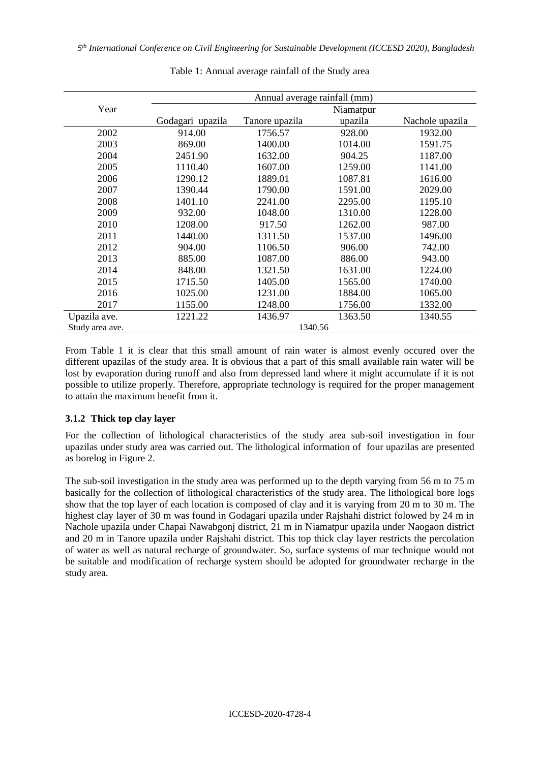Table 1: Annual average rainfall of the Study area

| Year | Annual average rainfall (mm) | | | |
|---|---|---|---|---|
| | Godagari upazila | Tanore upazila | Niamatpur upazila | Nachole upazila |
| 2002 | 914.00 | 1756.57 | 928.00 | 1932.00 |
| 2003 | 869.00 | 1400.00 | 1014.00 | 1591.75 |
| 2004 | 2451.90 | 1632.00 | 904.25 | 1187.00 |
| 2005 | 1110.40 | 1607.00 | 1259.00 | 1141.00 |
| 2006 | 1290.12 | 1889.01 | 1087.81 | 1616.00 |
| 2007 | 1390.44 | 1790.00 | 1591.00 | 2029.00 |
| 2008 | 1401.10 | 2241.00 | 2295.00 | 1195.10 |
| 2009 | 932.00 | 1048.00 | 1310.00 | 1228.00 |
| 2010 | 1208.00 | 917.50 | 1262.00 | 987.00 |
| 2011 | 1440.00 | 1311.50 | 1537.00 | 1496.00 |
| 2012 | 904.00 | 1106.50 | 906.00 | 742.00 |
| 2013 | 885.00 | 1087.00 | 886.00 | 943.00 |
| 2014 | 848.00 | 1321.50 | 1631.00 | 1224.00 |
| 2015 | 1715.50 | 1405.00 | 1565.00 | 1740.00 |
| 2016 | 1025.00 | 1231.00 | 1884.00 | 1065.00 |
| 2017 | 1155.00 | 1248.00 | 1756.00 | 1332.00 |
| Upazila ave. | 1221.22 | 1436.97 | 1363.50 | 1340.55 |
| Study area ave. | 1340.56 | | | |

From Table 1 it is clear that this small amount of rain water is almost evenly occured over the different upazilas of the study area. It is obvious that a part of this small available rain water will be lost by evaporation during runoff and also from depressed land where it might accumulate if it is not possible to utilize properly. Therefore, appropriate technology is required for the proper management to attain the maximum benefit from it.

### 3.1.2 Thick top clay layer

For the collection of lithological characteristics of the study area sub-soil investigation in four upazilas under study area was carried out. The lithological information of four upazilas are presented as borelog in Figure 2.

The sub-soil investigation in the study area was performed up to the depth varying from 56 m to 75 m basically for the collection of lithological characteristics of the study area. The lithological bore logs show that the top layer of each location is composed of clay and it is varying from 20 m to 30 m. The highest clay layer of 30 m was found in Godagari upazila under Rajshahi district folowed by 24 m in Nachole upazila under Chapai Nawabgonj district, 21 m in Niamatpur upazila under Naogaon district and 20 m in Tanore upazila under Rajshahi district. This top thick clay layer restricts the percolation of water as well as natural recharge of groundwater. So, surface systems of mar technique would not be suitable and modification of recharge system should be adopted for groundwater recharge in the study area.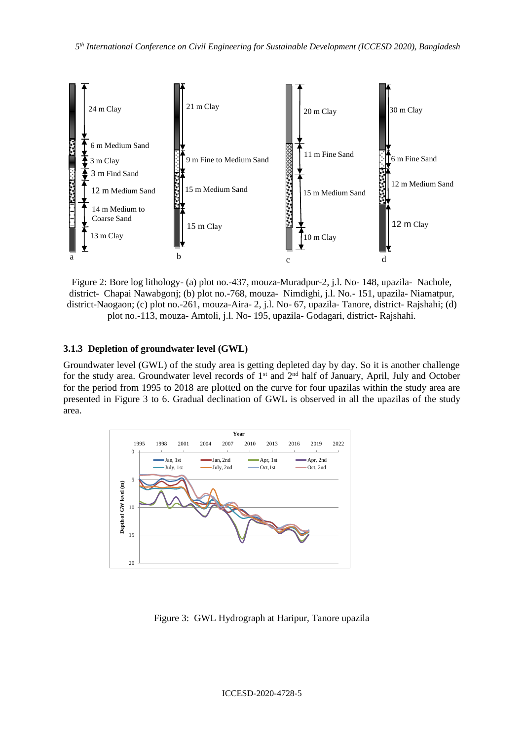Figure 2: Bore log lithology- (a) plot no.-437, mouza-Muradpur-2, j.l. No- 148, upazila- Nachole, district- Chapai Nawabgonj; (b) plot no.-768, mouza- Nimdighi, j.l. No.- 151, upazila- Niamatpur, district-Naogaon; (c) plot no.-261, mouza-Aira- 2, j.l. No- 67, upazila- Tanore, district- Rajshahi; (d) plot no.-113, mouza- Amtoli, j.l. No- 195, upazila- Godagari, district- Rajshahi.

### 3.1.3 Depletion of groundwater level (GWL)

Groundwater level (GWL) of the study area is getting depleted day by day. So it is another challenge for the study area. Groundwater level records of 1st and 2nd half of January, April, July and October for the period from 1995 to 2018 are plotted on the curve for four upazilas within the study area are presented in Figure 3 to 6. Gradual declination of GWL is observed in all the upazilas of the study area.

Figure 3: GWL Hydrograph at Haripur, Tanore upazila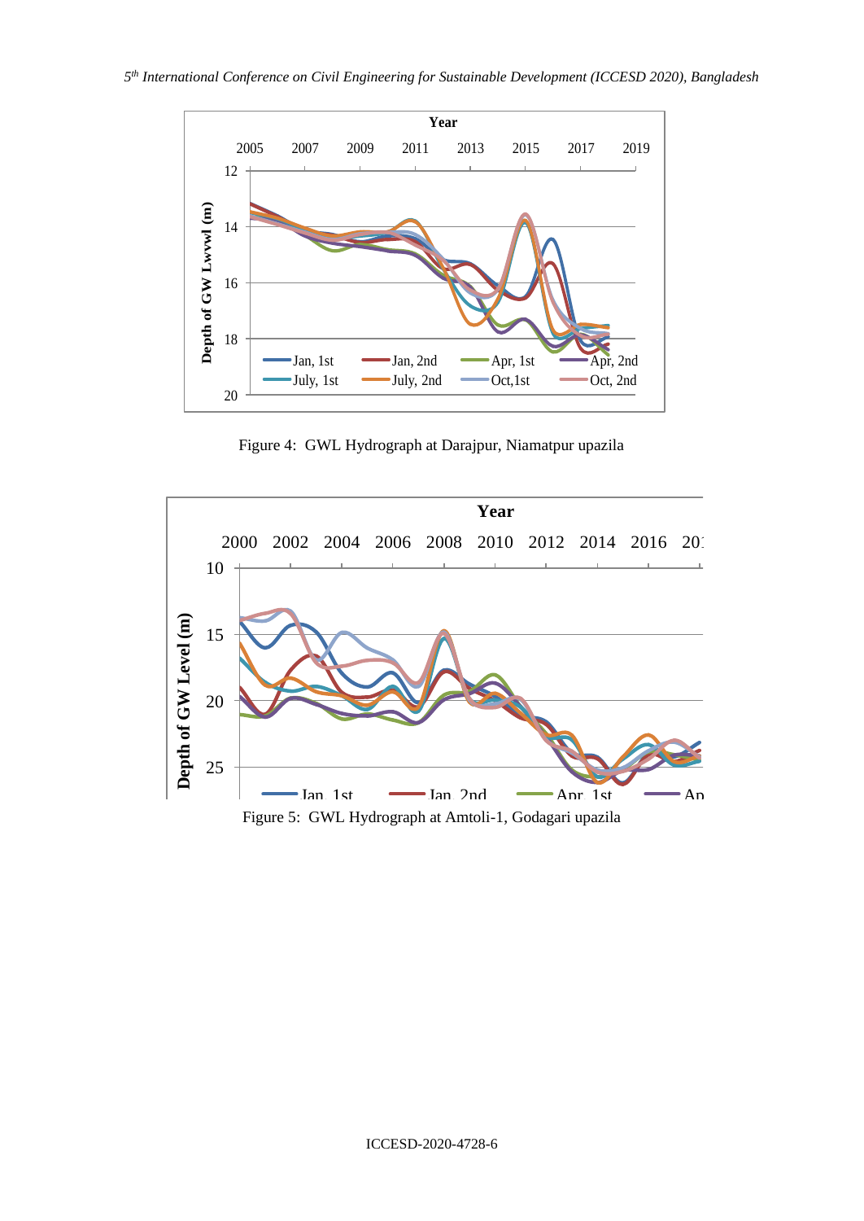Figure 4: GWL Hydrograph at Darajpur, Niamatpur upazila

Figure 5: GWL Hydrograph at Amtoli-1, Godagari upazila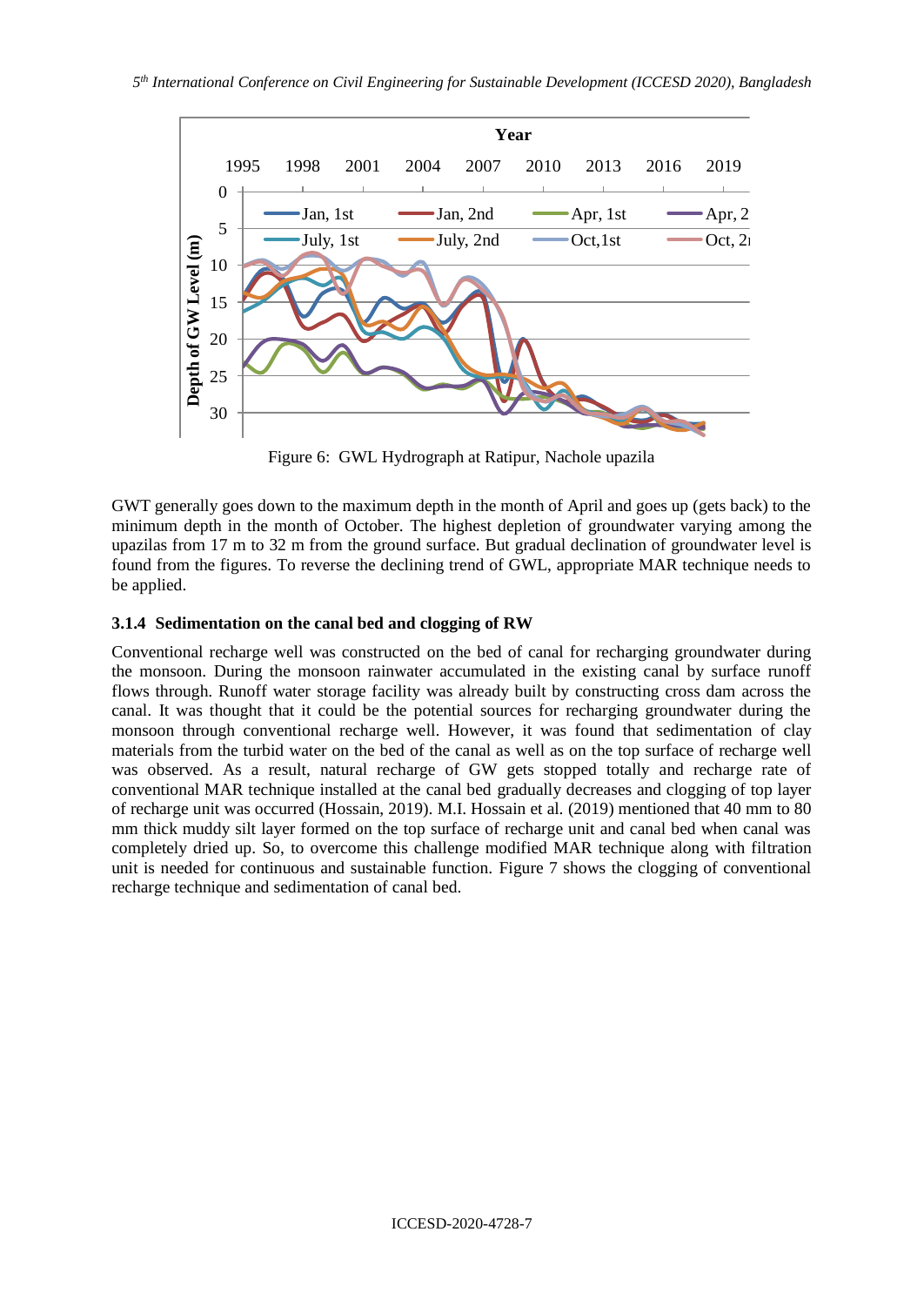Figure 6: GWL Hydrograph at Ratipur, Nachole upazila

GWT generally goes down to the maximum depth in the month of April and goes up (gets back) to the minimum depth in the month of October. The highest depletion of groundwater varying among the upazilas from 17 m to 32 m from the ground surface. But gradual declination of groundwater level is found from the figures. To reverse the declining trend of GWL, appropriate MAR technique needs to be applied.

### 3.1.4 Sedimentation on the canal bed and clogging of RW

Conventional recharge well was constructed on the bed of canal for recharging groundwater during the monsoon. During the monsoon rainwater accumulated in the existing canal by surface runoff flows through. Runoff water storage facility was already built by constructing cross dam across the canal. It was thought that it could be the potential sources for recharging groundwater during the monsoon through conventional recharge well. However, it was found that sedimentation of clay materials from the turbid water on the bed of the canal as well as on the top surface of recharge well was observed. As a result, natural recharge of GW gets stopped totally and recharge rate of conventional MAR technique installed at the canal bed gradually decreases and clogging of top layer of recharge unit was occurred (Hossain, 2019). M.I. Hossain et al. (2019) mentioned that 40 mm to 80 mm thick muddy silt layer formed on the top surface of recharge unit and canal bed when canal was completely dried up. So, to overcome this challenge modified MAR technique along with filtration unit is needed for continuous and sustainable function. Figure 7 shows the clogging of conventional recharge technique and sedimentation of canal bed.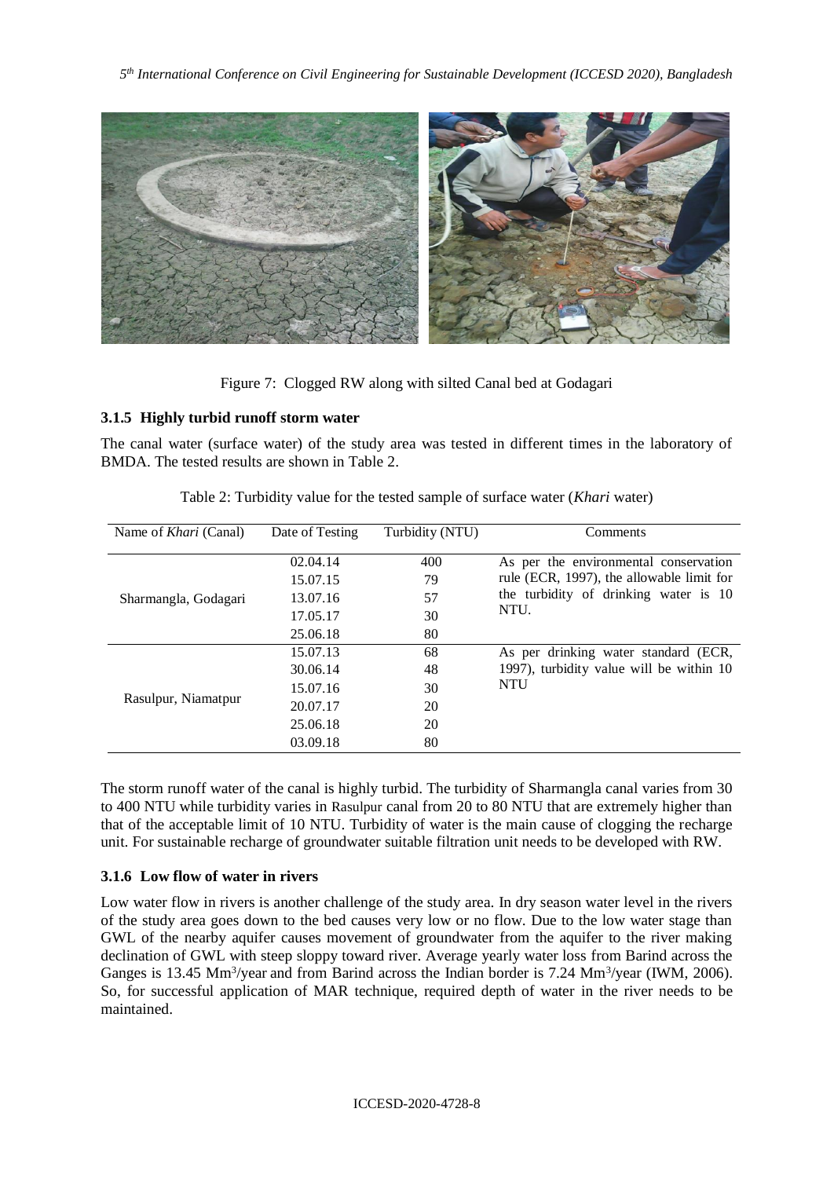Figure 7: Clogged RW along with silted Canal bed at Godagari

### 3.1.5 Highly turbid runoff storm water

The canal water (surface water) of the study area was tested in different times in the laboratory of BMDA. The tested results are shown in Table 2.

Table 2: Turbidity value for the tested sample of surface water (*Khari* water)

| Name of *Khari* (Canal) | Date of Testing | Turbidity (NTU) | Comments |
|---|---|---|---|
| Sharmangla, Godagari | 02.04.14 | 400 | As per the environmental conservation rule (ECR, 1997), the allowable limit for the turbidity of drinking water is 10 NTU. |
| | 15.07.15 | 79 | |
| | 13.07.16 | 57 | |
| | 17.05.17 | 30 | |
| | 25.06.18 | 80 | |
| Rasulpur, Niamatpur | 15.07.13 | 68 | As per drinking water standard (ECR, 1997), turbidity value will be within 10 NTU |
| | 30.06.14 | 48 | |
| | 15.07.16 | 30 | |
| | 20.07.17 | 20 | |
| | 25.06.18 | 20 | |
| | 03.09.18 | 80 | |

The storm runoff water of the canal is highly turbid. The turbidity of Sharmangla canal varies from 30 to 400 NTU while turbidity varies in Rasulpur canal from 20 to 80 NTU that are extremely higher than that of the acceptable limit of 10 NTU. Turbidity of water is the main cause of clogging the recharge unit. For sustainable recharge of groundwater suitable filtration unit needs to be developed with RW.

### 3.1.6 Low flow of water in rivers

Low water flow in rivers is another challenge of the study area. In dry season water level in the rivers of the study area goes down to the bed causes very low or no flow. Due to the low water stage than GWL of the nearby aquifer causes movement of groundwater from the aquifer to the river making declination of GWL with steep sloppy toward river. Average yearly water loss from Barind across the Ganges is 13.45 $Mm^3$/year and from Barind across the Indian border is 7.24 $Mm^3$/year (IWM, 2006). So, for successful application of MAR technique, required depth of water in the river needs to be maintained.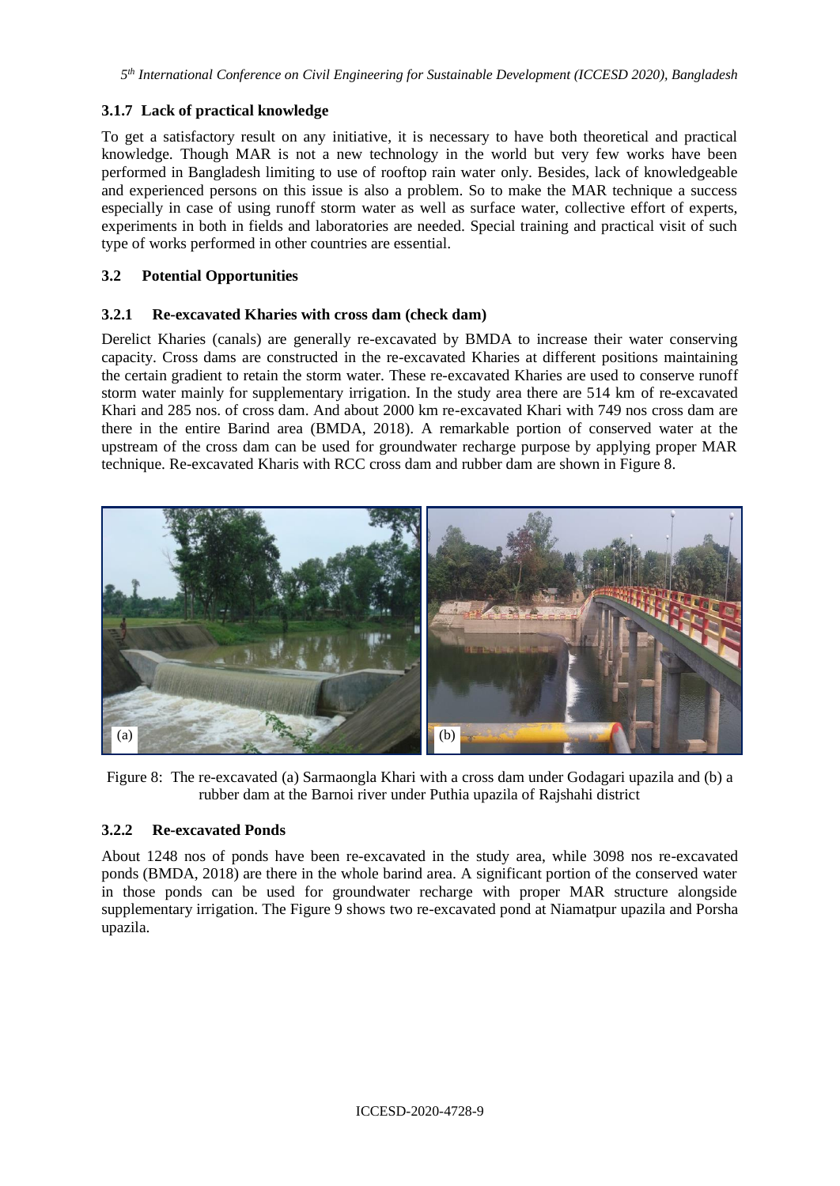### 3.1.7 Lack of practical knowledge

To get a satisfactory result on any initiative, it is necessary to have both theoretical and practical knowledge. Though MAR is not a new technology in the world but very few works have been performed in Bangladesh limiting to use of rooftop rain water only. Besides, lack of knowledgeable and experienced persons on this issue is also a problem. So to make the MAR technique a success especially in case of using runoff storm water as well as surface water, collective effort of experts, experiments in both in fields and laboratories are needed. Special training and practical visit of such type of works performed in other countries are essential.

## 3.2 Potential Opportunities

### 3.2.1 Re-excavated Kharies with cross dam (check dam)

Derelict Kharies (canals) are generally re-excavated by BMDA to increase their water conserving capacity. Cross dams are constructed in the re-excavated Kharies at different positions maintaining the certain gradient to retain the storm water. These re-excavated Kharies are used to conserve runoff storm water mainly for supplementary irrigation. In the study area there are 514 km of re-excavated Khari and 285 nos. of cross dam. And about 2000 km re-excavated Khari with 749 nos cross dam are there in the entire Barind area (BMDA, 2018). A remarkable portion of conserved water at the upstream of the cross dam can be used for groundwater recharge purpose by applying proper MAR technique. Re-excavated Kharis with RCC cross dam and rubber dam are shown in Figure 8.

Figure 8: The re-excavated (a) Sarmaongla Khari with a cross dam under Godagari upazila and (b) a rubber dam at the Barnoi river under Puthia upazila of Rajshahi district

### 3.2.2 Re-excavated Ponds

About 1248 nos of ponds have been re-excavated in the study area, while 3098 nos re-excavated ponds (BMDA, 2018) are there in the whole barind area. A significant portion of the conserved water in those ponds can be used for groundwater recharge with proper MAR structure alongside supplementary irrigation. The Figure 9 shows two re-excavated pond at Niamatpur upazila and Porsha upazila.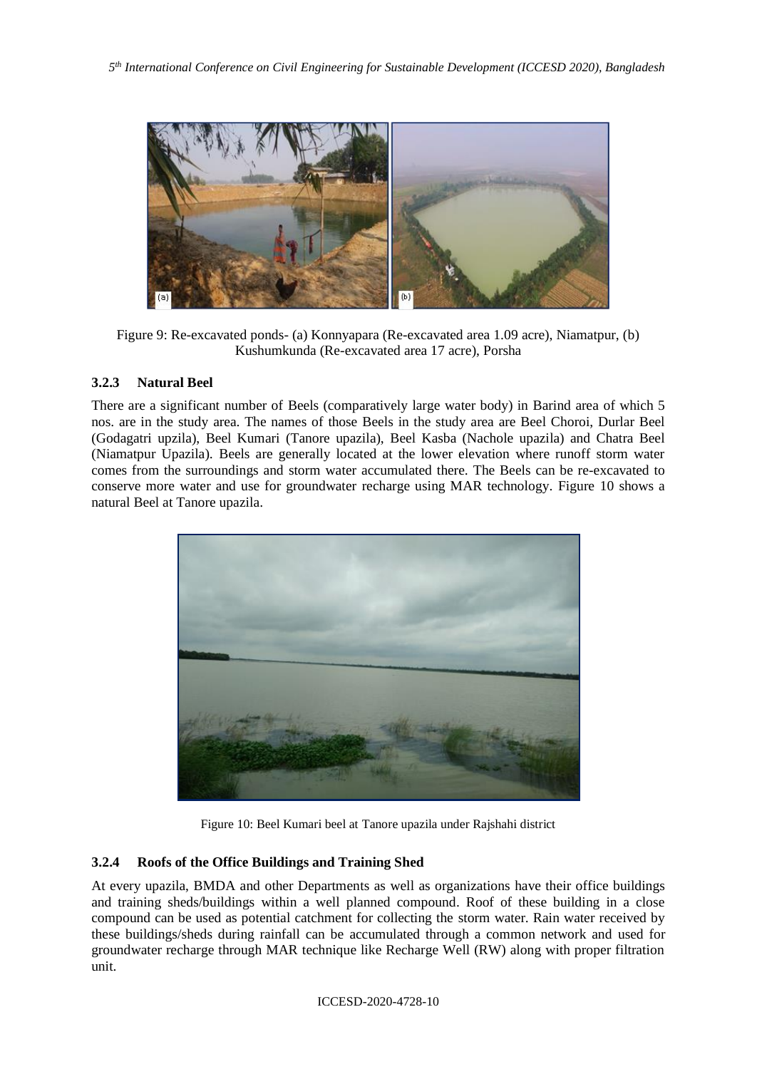Figure 9: Re-excavated ponds- (a) Konnyapara (Re-excavated area 1.09 acre), Niamatpur, (b) Kushumkunda (Re-excavated area 17 acre), Porsha

### 3.2.3 Natural Beel

There are a significant number of Beels (comparatively large water body) in Barind area of which 5 nos. are in the study area. The names of those Beels in the study area are Beel Choroi, Durlar Beel (Godagatri upzila), Beel Kumari (Tanore upazila), Beel Kasba (Nachole upazila) and Chatra Beel (Niamatpur Upazila). Beels are generally located at the lower elevation where runoff storm water comes from the surroundings and storm water accumulated there. The Beels can be re-excavated to conserve more water and use for groundwater recharge using MAR technology. Figure 10 shows a natural Beel at Tanore upazila.

Figure 10: Beel Kumari beel at Tanore upazila under Rajshahi district

### 3.2.4 Roofs of the Office Buildings and Training Shed

At every upazila, BMDA and other Departments as well as organizations have their office buildings and training sheds/buildings within a well planned compound. Roof of these building in a close compound can be used as potential catchment for collecting the storm water. Rain water received by these buildings/sheds during rainfall can be accumulated through a common network and used for groundwater recharge through MAR technique like Recharge Well (RW) along with proper filtration unit.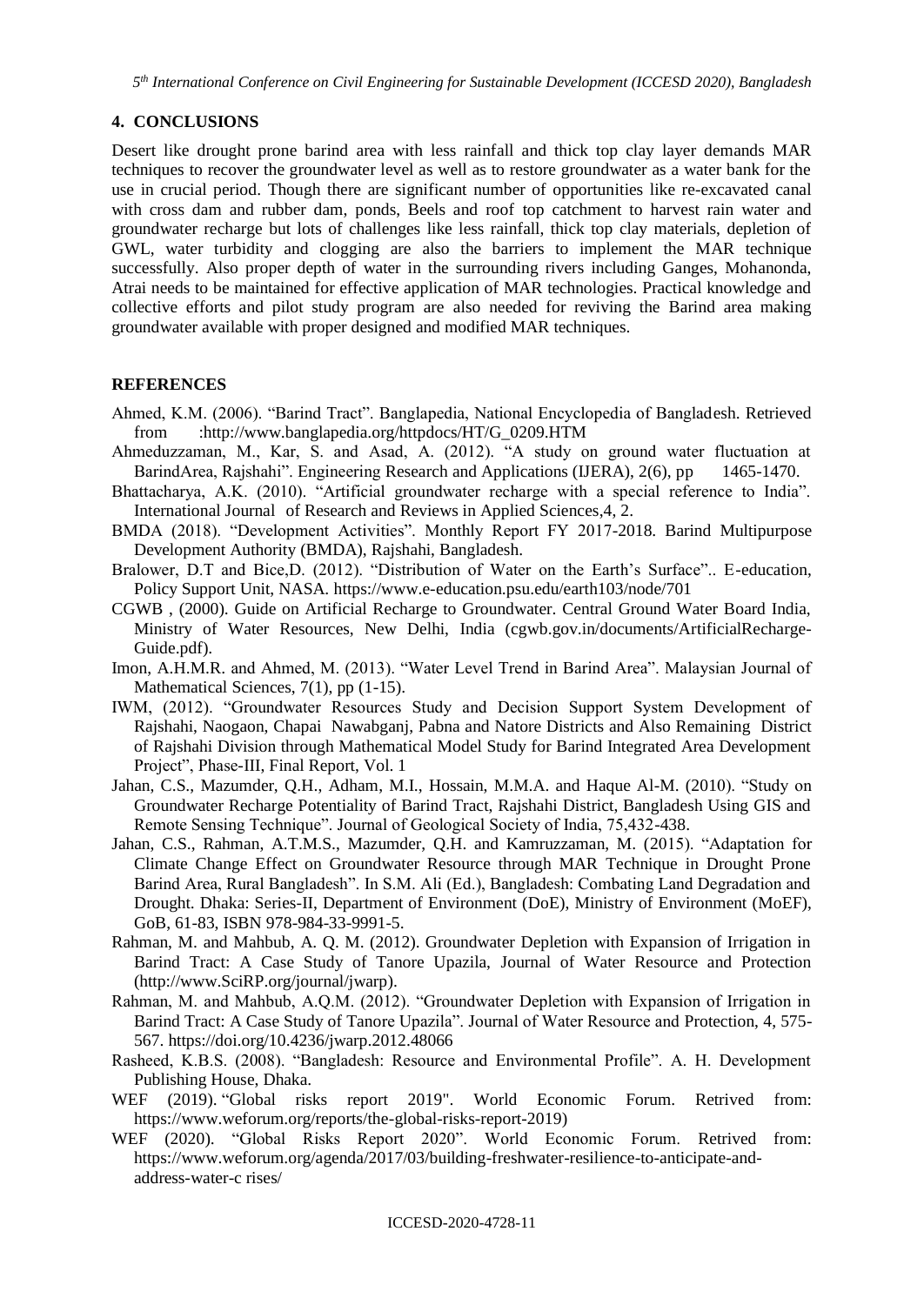## 4. CONCLUSIONS

Desert like drought prone barind area with less rainfall and thick top clay layer demands MAR techniques to recover the groundwater level as well as to restore groundwater as a water bank for the use in crucial period. Though there are significant number of opportunities like re-excavated canal with cross dam and rubber dam, ponds, Beels and roof top catchment to harvest rain water and groundwater recharge but lots of challenges like less rainfall, thick top clay materials, depletion of GWL, water turbidity and clogging are also the barriers to implement the MAR technique successfully. Also proper depth of water in the surrounding rivers including Ganges, Mohanonda, Atrai needs to be maintained for effective application of MAR technologies. Practical knowledge and collective efforts and pilot study program are also needed for reviving the Barind area making groundwater available with proper designed and modified MAR techniques.

## REFERENCES

Ahmed, K.M. (2006). "Barind Tract". Banglapedia, National Encyclopedia of Bangladesh. Retrieved from :http://www.banglapedia.org/httpdocs/HT/G_0209.HTM

Ahmeduzzaman, M., Kar, S. and Asad, A. (2012). "A study on ground water fluctuation at BarindArea, Rajshahi". Engineering Research and Applications (IJERA), 2(6), pp 1465-1470.

Bhattacharya, A.K. (2010). "Artificial groundwater recharge with a special reference to India". International Journal of Research and Reviews in Applied Sciences,4, 2.

BMDA (2018). "Development Activities". Monthly Report FY 2017-2018. Barind Multipurpose Development Authority (BMDA), Rajshahi, Bangladesh.

Bralower, D.T and Bice,D. (2012). "Distribution of Water on the Earth's Surface".. E-education, Policy Support Unit, NASA. https://www.e-education.psu.edu/earth103/node/701

CGWB , (2000). Guide on Artificial Recharge to Groundwater. Central Ground Water Board India, Ministry of Water Resources, New Delhi, India (cgwb.gov.in/documents/ArtificialRecharge-Guide.pdf).

Imon, A.H.M.R. and Ahmed, M. (2013). "Water Level Trend in Barind Area". Malaysian Journal of Mathematical Sciences, 7(1), pp (1-15).

IWM, (2012). "Groundwater Resources Study and Decision Support System Development of Rajshahi, Naogaon, Chapai Nawabganj, Pabna and Natore Districts and Also Remaining District of Rajshahi Division through Mathematical Model Study for Barind Integrated Area Development Project", Phase-III, Final Report, Vol. 1

Jahan, C.S., Mazumder, Q.H., Adham, M.I., Hossain, M.M.A. and Haque Al-M. (2010). "Study on Groundwater Recharge Potentiality of Barind Tract, Rajshahi District, Bangladesh Using GIS and Remote Sensing Technique". Journal of Geological Society of India, 75,432-438.

Jahan, C.S., Rahman, A.T.M.S., Mazumder, Q.H. and Kamruzzaman, M. (2015). "Adaptation for Climate Change Effect on Groundwater Resource through MAR Technique in Drought Prone Barind Area, Rural Bangladesh". In S.M. Ali (Ed.), Bangladesh: Combating Land Degradation and Drought. Dhaka: Series-II, Department of Environment (DoE), Ministry of Environment (MoEF), GoB, 61-83, ISBN 978-984-33-9991-5.

Rahman, M. and Mahbub, A. Q. M. (2012). Groundwater Depletion with Expansion of Irrigation in Barind Tract: A Case Study of Tanore Upazila, Journal of Water Resource and Protection (http://www.SciRP.org/journal/jwarp).

Rahman, M. and Mahbub, A.Q.M. (2012). "Groundwater Depletion with Expansion of Irrigation in Barind Tract: A Case Study of Tanore Upazila". Journal of Water Resource and Protection, 4, 575-567. https://doi.org/10.4236/jwarp.2012.48066

Rasheed, K.B.S. (2008). "Bangladesh: Resource and Environmental Profile". A. H. Development Publishing House, Dhaka.

WEF (2019). "Global risks report 2019". World Economic Forum. Retrived from: https://www.weforum.org/reports/the-global-risks-report-2019)

WEF (2020). "Global Risks Report 2020". World Economic Forum. Retrived from: https://www.weforum.org/agenda/2017/03/building-freshwater-resilience-to-anticipate-and-address-water-c rises/